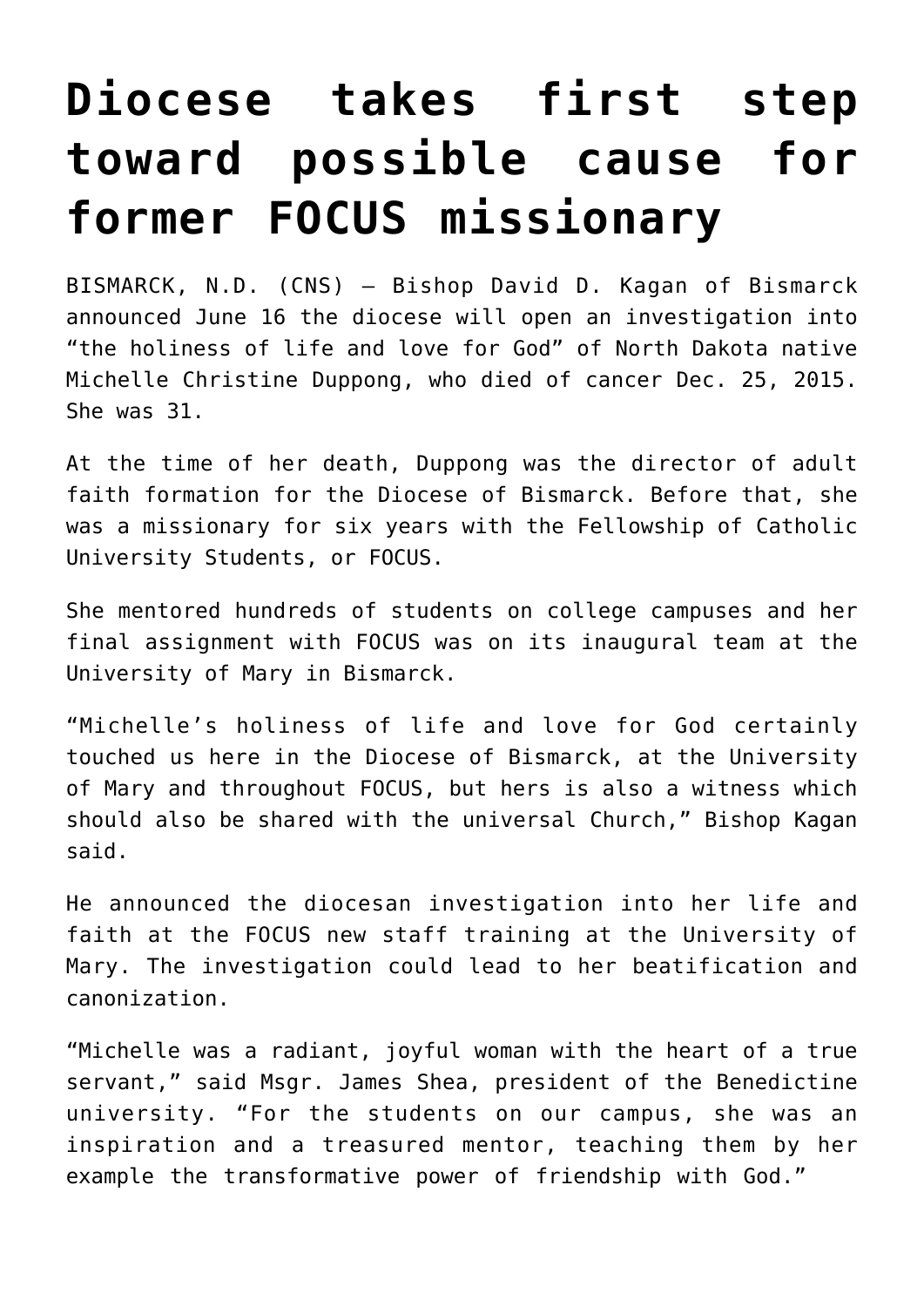# Diocese takes first step toward possible cause for former FOCUS missionary

BISMARCK, N.D. (CNS) — Bishop David D. Kagan of Bismarck announced June 16 the diocese will open an investigation into "the holiness of life and love for God" of North Dakota native Michelle Christine Duppong, who died of cancer Dec. 25, 2015. She was 31.

At the time of her death, Duppong was the director of adult faith formation for the Diocese of Bismarck. Before that, she was a missionary for six years with the Fellowship of Catholic University Students, or FOCUS.

She mentored hundreds of students on college campuses and her final assignment with FOCUS was on its inaugural team at the University of Mary in Bismarck.

"Michelle's holiness of life and love for God certainly touched us here in the Diocese of Bismarck, at the University of Mary and throughout FOCUS, but hers is also a witness which should also be shared with the universal Church," Bishop Kagan said.

He announced the diocesan investigation into her life and faith at the FOCUS new staff training at the University of Mary. The investigation could lead to her beatification and canonization.

"Michelle was a radiant, joyful woman with the heart of a true servant," said Msgr. James Shea, president of the Benedictine university. "For the students on our campus, she was an inspiration and a treasured mentor, teaching them by her example the transformative power of friendship with God."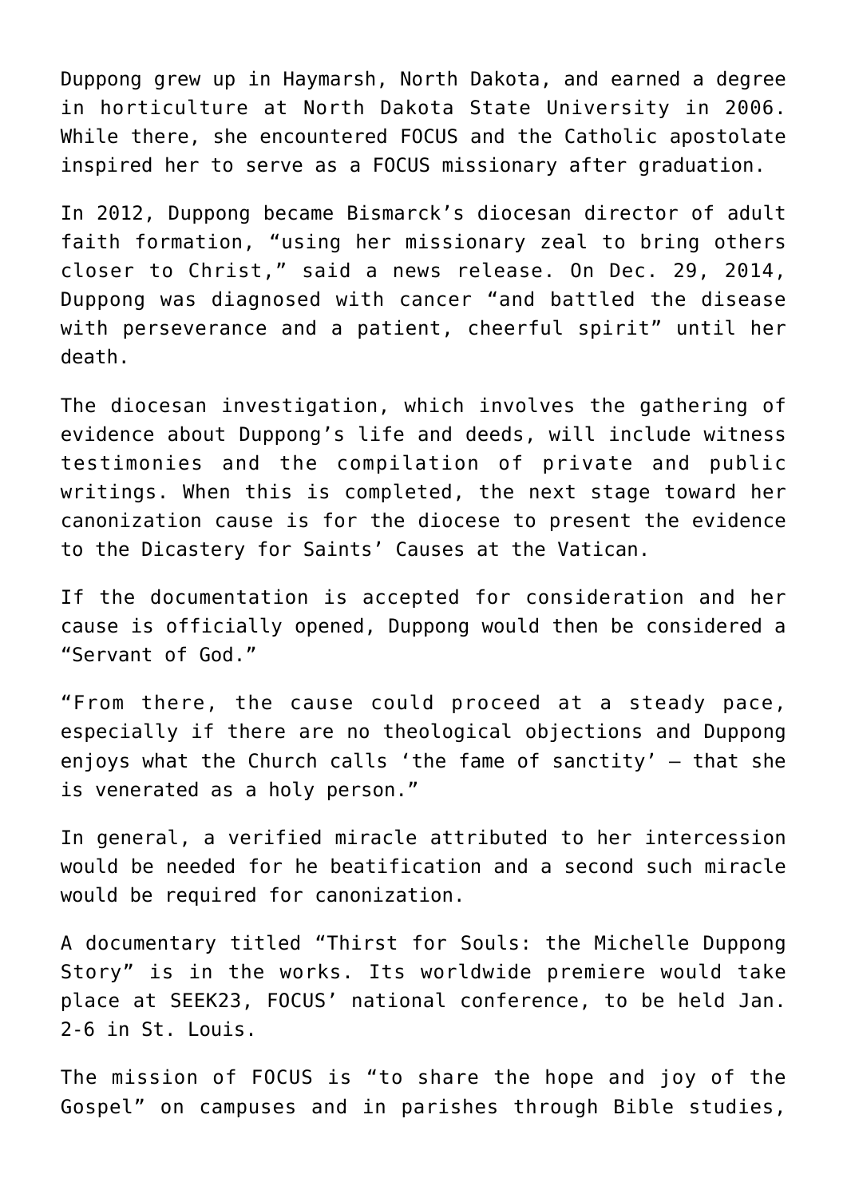Duppong grew up in Haymarsh, North Dakota, and earned a degree in horticulture at North Dakota State University in 2006. While there, she encountered FOCUS and the Catholic apostolate inspired her to serve as a FOCUS missionary after graduation.

In 2012, Duppong became Bismarck's diocesan director of adult faith formation, "using her missionary zeal to bring others closer to Christ," said a news release. On Dec. 29, 2014, Duppong was diagnosed with cancer "and battled the disease with perseverance and a patient, cheerful spirit" until her death.

The diocesan investigation, which involves the gathering of evidence about Duppong's life and deeds, will include witness testimonies and the compilation of private and public writings. When this is completed, the next stage toward her canonization cause is for the diocese to present the evidence to the Dicastery for Saints' Causes at the Vatican.

If the documentation is accepted for consideration and her cause is officially opened, Duppong would then be considered a "Servant of God."

"From there, the cause could proceed at a steady pace, especially if there are no theological objections and Duppong enjoys what the Church calls 'the fame of sanctity' — that she is venerated as a holy person."

In general, a verified miracle attributed to her intercession would be needed for he beatification and a second such miracle would be required for canonization.

A documentary titled "Thirst for Souls: the Michelle Duppong Story" is in the works. Its worldwide premiere would take place at SEEK23, FOCUS' national conference, to be held Jan. 2-6 in St. Louis.

The mission of FOCUS is "to share the hope and joy of the Gospel" on campuses and in parishes through Bible studies,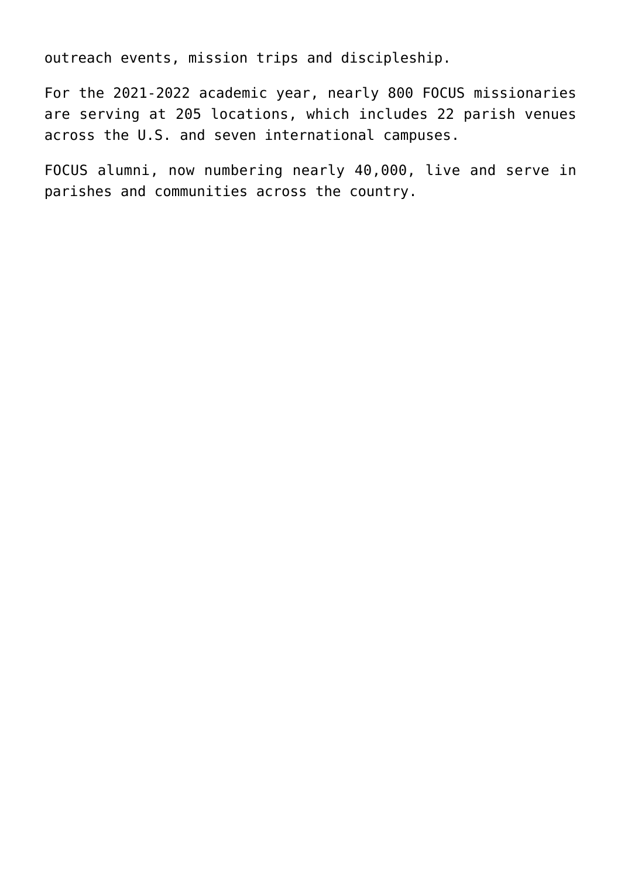outreach events, mission trips and discipleship.

For the 2021-2022 academic year, nearly 800 FOCUS missionaries are serving at 205 locations, which includes 22 parish venues across the U.S. and seven international campuses.

FOCUS alumni, now numbering nearly 40,000, live and serve in parishes and communities across the country.